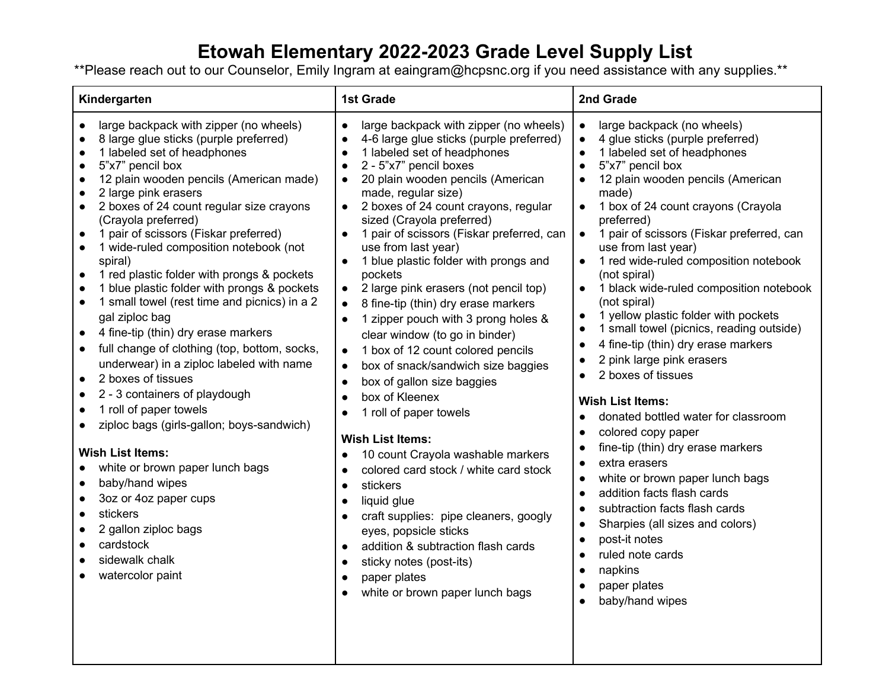# Etowah Elementary 2022-2023 Grade Level Supply List

**Please reach out to our Counselor, Emily Ingram at eaingram@hcpsnc.org if you need assistance with any supplies.**

| Kindergarten | 1st Grade | 2nd Grade |
|---|---|---|
| • large backpack with zipper (no wheels)<br>• 8 large glue sticks (purple preferred)<br>• 1 labeled set of headphones<br>• 5"x7" pencil box<br>• 12 plain wooden pencils (American made)<br>• 2 large pink erasers<br>• 2 boxes of 24 count regular size crayons (Crayola preferred)<br>• 1 pair of scissors (Fiskar preferred)<br>• 1 wide-ruled composition notebook (not spiral)<br>• 1 red plastic folder with prongs & pockets<br>• 1 blue plastic folder with prongs & pockets<br>• 1 small towel (rest time and picnics) in a 2 gal ziploc bag<br>• 4 fine-tip (thin) dry erase markers<br>• full change of clothing (top, bottom, socks, underwear) in a ziploc labeled with name<br>• 2 boxes of tissues<br>• 2 - 3 containers of playdough<br>• 1 roll of paper towels<br>• ziploc bags (girls-gallon; boys-sandwich)<br><br>**Wish List Items:**<br>• white or brown paper lunch bags<br>• baby/hand wipes<br>• 3oz or 4oz paper cups<br>• stickers<br>• 2 gallon ziploc bags<br>• cardstock<br>• sidewalk chalk<br>• watercolor paint | • large backpack with zipper (no wheels)<br>• 4-6 large glue sticks (purple preferred)<br>• 1 labeled set of headphones<br>• 2 - 5"x7" pencil boxes<br>• 20 plain wooden pencils (American made, regular size)<br>• 2 boxes of 24 count crayons, regular sized (Crayola preferred)<br>• 1 pair of scissors (Fiskar preferred, can use from last year)<br>• 1 blue plastic folder with prongs and pockets<br>• 2 large pink erasers (not pencil top)<br>• 8 fine-tip (thin) dry erase markers<br>• 1 zipper pouch with 3 prong holes & clear window (to go in binder)<br>• 1 box of 12 count colored pencils<br>• box of snack/sandwich size baggies<br>• box of gallon size baggies<br>• box of Kleenex<br>• 1 roll of paper towels<br><br>**Wish List Items:**<br>• 10 count Crayola washable markers<br>• colored card stock / white card stock<br>• stickers<br>• liquid glue<br>• craft supplies: pipe cleaners, googly eyes, popsicle sticks<br>• addition & subtraction flash cards<br>• sticky notes (post-its)<br>• paper plates<br>• white or brown paper lunch bags | • large backpack (no wheels)<br>• 4 glue sticks (purple preferred)<br>• 1 labeled set of headphones<br>• 5"x7" pencil box<br>• 12 plain wooden pencils (American made)<br>• 1 box of 24 count crayons (Crayola preferred)<br>• 1 pair of scissors (Fiskar preferred, can use from last year)<br>• 1 red wide-ruled composition notebook (not spiral)<br>• 1 black wide-ruled composition notebook (not spiral)<br>• 1 yellow plastic folder with pockets<br>• 1 small towel (picnics, reading outside)<br>• 4 fine-tip (thin) dry erase markers<br>• 2 pink large pink erasers<br>• 2 boxes of tissues<br><br>**Wish List Items:**<br>• donated bottled water for classroom<br>• colored copy paper<br>• fine-tip (thin) dry erase markers<br>• extra erasers<br>• white or brown paper lunch bags<br>• addition facts flash cards<br>• subtraction facts flash cards<br>• Sharpies (all sizes and colors)<br>• post-it notes<br>• ruled note cards<br>• napkins<br>• paper plates<br>• baby/hand wipes |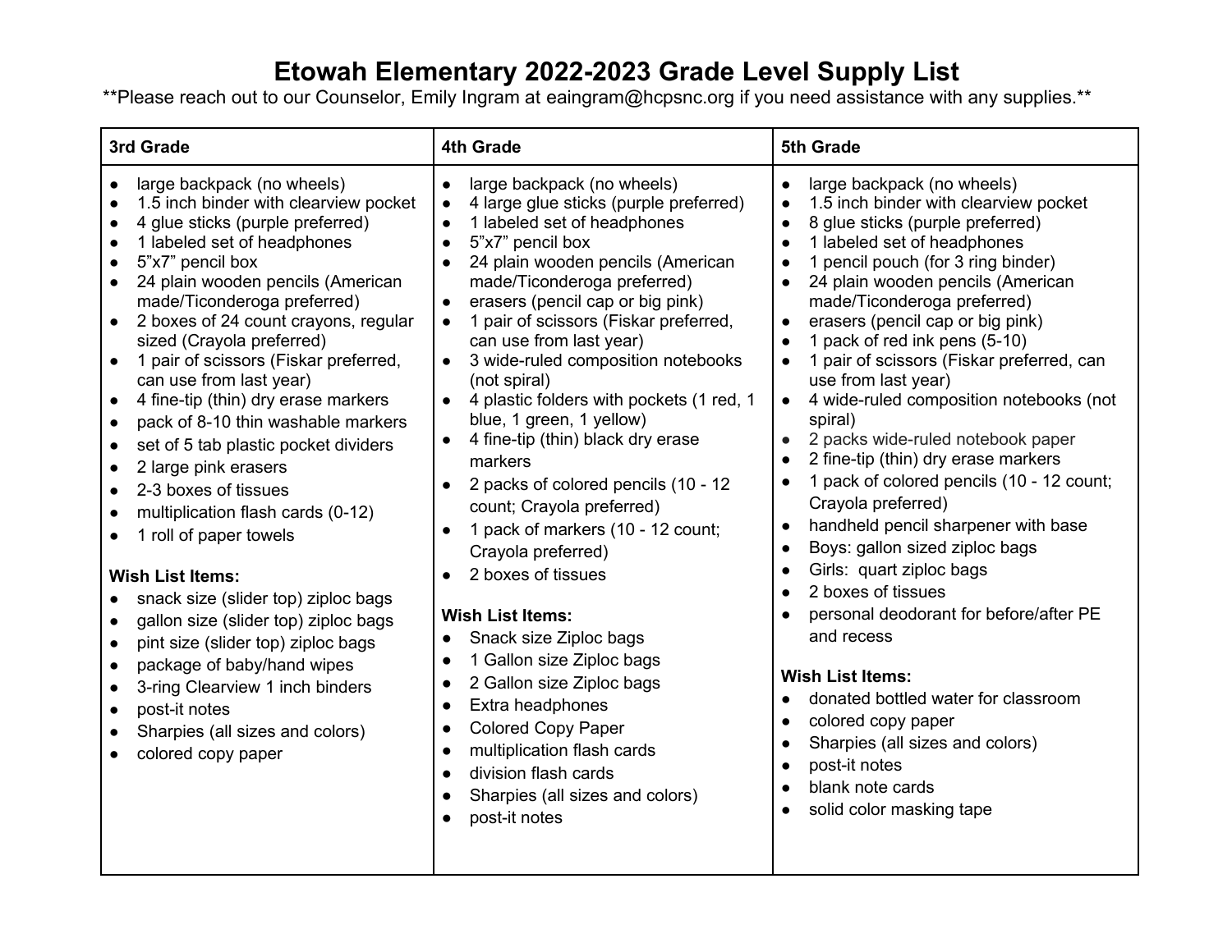# Etowah Elementary 2022-2023 Grade Level Supply List

**Please reach out to our Counselor, Emily Ingram at eaingram@hcpsnc.org if you need assistance with any supplies.**

| 3rd Grade | 4th Grade | 5th Grade |
|---|---|---|
| • large backpack (no wheels)<br>• 1.5 inch binder with clearview pocket<br>• 4 glue sticks (purple preferred)<br>• 1 labeled set of headphones<br>• 5"x7" pencil box<br>• 24 plain wooden pencils (American made/Ticonderoga preferred)<br>• 2 boxes of 24 count crayons, regular sized (Crayola preferred)<br>• 1 pair of scissors (Fiskar preferred, can use from last year)<br>• 4 fine-tip (thin) dry erase markers<br>• pack of 8-10 thin washable markers<br>• set of 5 tab plastic pocket dividers<br>• 2 large pink erasers<br>• 2-3 boxes of tissues<br>• multiplication flash cards (0-12)<br>• 1 roll of paper towels<br><br>**Wish List Items:**<br>• snack size (slider top) ziploc bags<br>• gallon size (slider top) ziploc bags<br>• pint size (slider top) ziploc bags<br>• package of baby/hand wipes<br>• 3-ring Clearview 1 inch binders<br>• post-it notes<br>• Sharpies (all sizes and colors)<br>• colored copy paper | • large backpack (no wheels)<br>• 4 large glue sticks (purple preferred)<br>• 1 labeled set of headphones<br>• 5"x7" pencil box<br>• 24 plain wooden pencils (American made/Ticonderoga preferred)<br>• erasers (pencil cap or big pink)<br>• 1 pair of scissors (Fiskar preferred, can use from last year)<br>• 3 wide-ruled composition notebooks (not spiral)<br>• 4 plastic folders with pockets (1 red, 1 blue, 1 green, 1 yellow)<br>• 4 fine-tip (thin) black dry erase markers<br>• 2 packs of colored pencils (10 - 12 count; Crayola preferred)<br>• 1 pack of markers (10 - 12 count; Crayola preferred)<br>• 2 boxes of tissues<br><br>**Wish List Items:**<br>• Snack size Ziploc bags<br>• 1 Gallon size Ziploc bags<br>• 2 Gallon size Ziploc bags<br>• Extra headphones<br>• Colored Copy Paper<br>• multiplication flash cards<br>• division flash cards<br>• Sharpies (all sizes and colors)<br>• post-it notes | • large backpack (no wheels)<br>• 1.5 inch binder with clearview pocket<br>• 8 glue sticks (purple preferred)<br>• 1 labeled set of headphones<br>• 1 pencil pouch (for 3 ring binder)<br>• 24 plain wooden pencils (American made/Ticonderoga preferred)<br>• erasers (pencil cap or big pink)<br>• 1 pack of red ink pens (5-10)<br>• 1 pair of scissors (Fiskar preferred, can use from last year)<br>• 4 wide-ruled composition notebooks (not spiral)<br>• 2 packs wide-ruled notebook paper<br>• 2 fine-tip (thin) dry erase markers<br>• 1 pack of colored pencils (10 - 12 count; Crayola preferred)<br>• handheld pencil sharpener with base<br>• Boys: gallon sized ziploc bags<br>• Girls: quart ziploc bags<br>• 2 boxes of tissues<br>• personal deodorant for before/after PE and recess<br><br>**Wish List Items:**<br>• donated bottled water for classroom<br>• colored copy paper<br>• Sharpies (all sizes and colors)<br>• post-it notes<br>• blank note cards<br>• solid color masking tape |